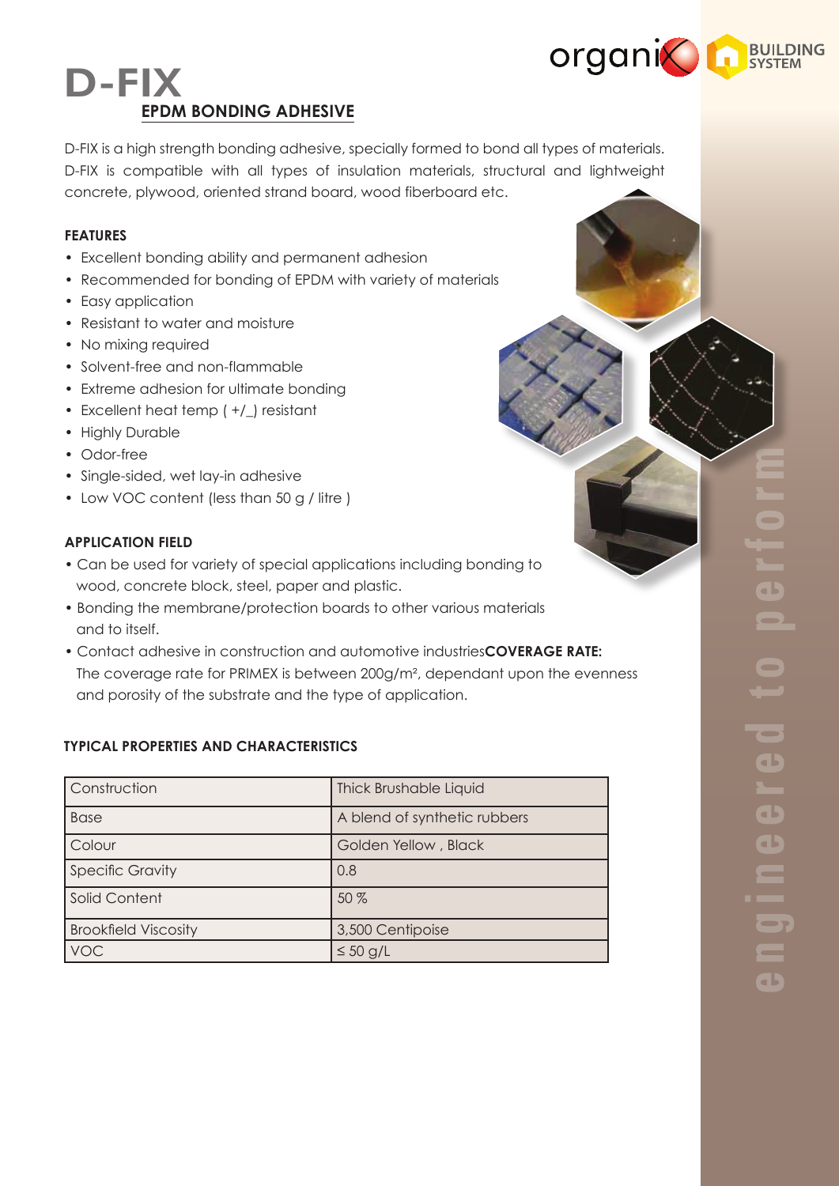# D-FIX

## EPDM BONDING ADHESIVE

D-FIX is a high strength bonding adhesive, specially formed to bond all types of materials. D-FIX is compatible with all types of insulation materials, structural and lightweight concrete, plywood, oriented strand board, wood fiberboard etc.

### FEATURES

- Excellent bonding ability and permanent adhesion
- Recommended for bonding of EPDM with variety of materials
- Easy application
- Resistant to water and moisture
- No mixing required
- Solvent-free and non-flammable
- Extreme adhesion for ultimate bonding
- Excellent heat temp ( +/_) resistant
- Highly Durable
- Odor-free
- Single-sided, wet lay-in adhesive
- Low VOC content (less than 50 g / litre )

### APPLICATION FIELD

- Can be used for variety of special applications including bonding to wood, concrete block, steel, paper and plastic.
- Bonding the membrane/protection boards to other various materials and to itself.
- Contact adhesive in construction and automotive industries**COVERAGE RATE:** The coverage rate for PRIMEX is between 200g/m², dependant upon the evenness and porosity of the substrate and the type of application.

### TYPICAL PROPERTIES AND CHARACTERISTICS

| Construction | Thick Brushable Liquid |
|---|---|
| Base | A blend of synthetic rubbers |
| Colour | Golden Yellow , Black |
| Specific Gravity | 0.8 |
| Solid Content | 50 % |
| Brookfield Viscosity | 3,500 Centipoise |
| VOC | ≤ 50 g/L |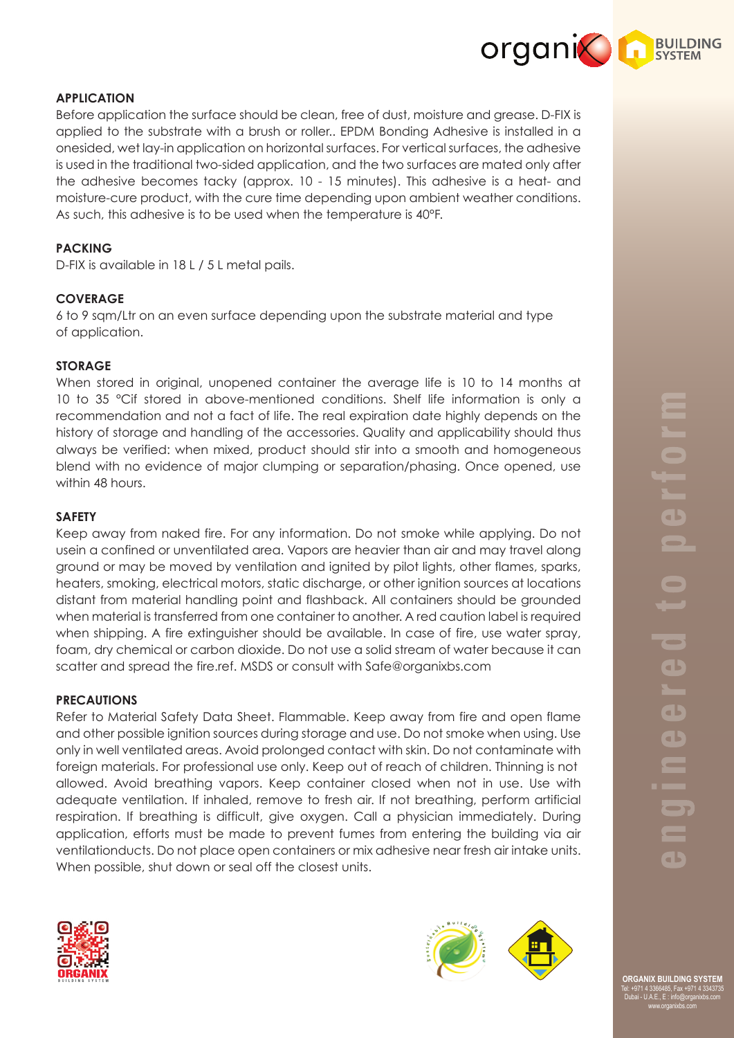## APPLICATION

Before application the surface should be clean, free of dust, moisture and grease. D-FIX is applied to the substrate with a brush or roller.. EPDM Bonding Adhesive is installed in a onesided, wet lay-in application on horizontal surfaces. For vertical surfaces, the adhesive is used in the traditional two-sided application, and the two surfaces are mated only after the adhesive becomes tacky (approx. 10 - 15 minutes). This adhesive is a heat- and moisture-cure product, with the cure time depending upon ambient weather conditions. As such, this adhesive is to be used when the temperature is 40°F.

## PACKING

D-FIX is available in 18 L / 5 L metal pails.

## COVERAGE

6 to 9 sqm/Ltr on an even surface depending upon the substrate material and type of application.

## STORAGE

When stored in original, unopened container the average life is 10 to 14 months at 10 to 35 °Cif stored in above-mentioned conditions. Shelf life information is only a recommendation and not a fact of life. The real expiration date highly depends on the history of storage and handling of the accessories. Quality and applicability should thus always be verified: when mixed, product should stir into a smooth and homogeneous blend with no evidence of major clumping or separation/phasing. Once opened, use within 48 hours.

## SAFETY

Keep away from naked fire. For any information. Do not smoke while applying. Do not usein a confined or unventilated area. Vapors are heavier than air and may travel along ground or may be moved by ventilation and ignited by pilot lights, other flames, sparks, heaters, smoking, electrical motors, static discharge, or other ignition sources at locations distant from material handling point and flashback. All containers should be grounded when material is transferred from one container to another. A red caution label is required when shipping. A fire extinguisher should be available. In case of fire, use water spray, foam, dry chemical or carbon dioxide. Do not use a solid stream of water because it can scatter and spread the fire.ref. MSDS or consult with Safe@organixbs.com

## PRECAUTIONS

Refer to Material Safety Data Sheet. Flammable. Keep away from fire and open flame and other possible ignition sources during storage and use. Do not smoke when using. Use only in well ventilated areas. Avoid prolonged contact with skin. Do not contaminate with foreign materials. For professional use only. Keep out of reach of children. Thinning is not allowed. Avoid breathing vapors. Keep container closed when not in use. Use with adequate ventilation. If inhaled, remove to fresh air. If not breathing, perform artificial respiration. If breathing is difficult, give oxygen. Call a physician immediately. During application, efforts must be made to prevent fumes from entering the building via air ventilationducts. Do not place open containers or mix adhesive near fresh air intake units. When possible, shut down or seal off the closest units.

engineered to perform

**ORGANIX BUILDING SYSTEM**
Tel: +971 4 3366485, Fax +971 4 3343735
Dubai - U.A.E., E : info@organixbs.com
www.organixbs.com